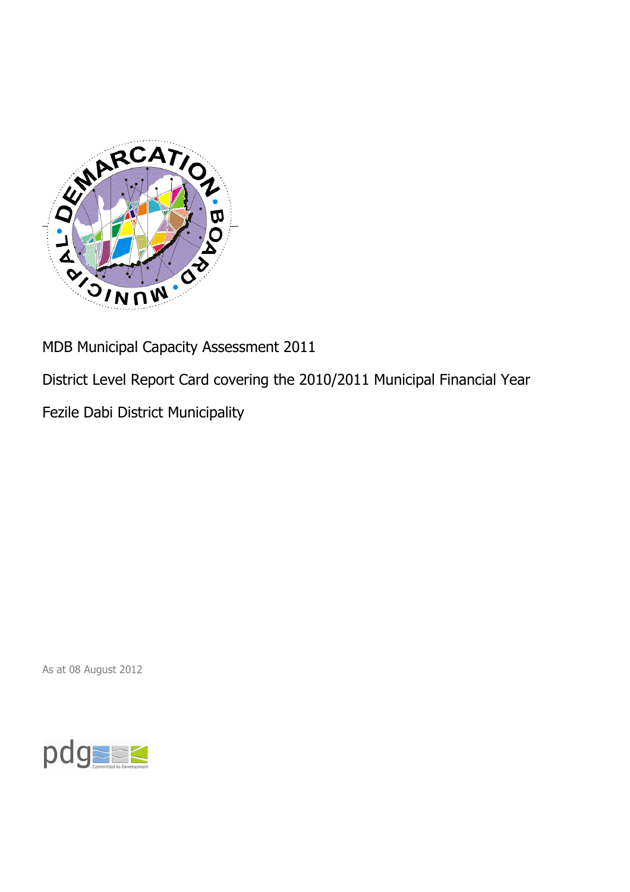MDB Municipal Capacity Assessment 2011

District Level Report Card covering the 2010/2011 Municipal Financial Year

Fezile Dabi District Municipality

As at 08 August 2012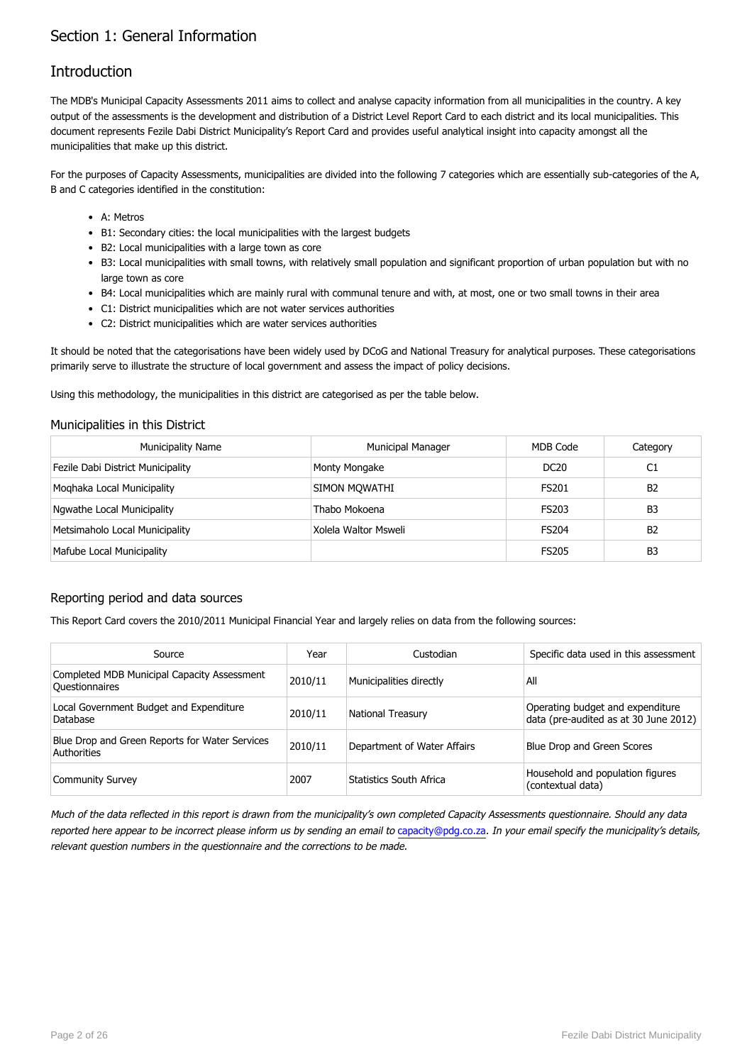# Section 1: General Information

## Introduction

The MDB's Municipal Capacity Assessments 2011 aims to collect and analyse capacity information from all municipalities in the country. A key output of the assessments is the development and distribution of a District Level Report Card to each district and its local municipalities. This document represents Fezile Dabi District Municipality's Report Card and provides useful analytical insight into capacity amongst all the municipalities that make up this district.

For the purposes of Capacity Assessments, municipalities are divided into the following 7 categories which are essentially sub-categories of the A, B and C categories identified in the constitution:

- A: Metros
- B1: Secondary cities: the local municipalities with the largest budgets
- B2: Local municipalities with a large town as core
- B3: Local municipalities with small towns, with relatively small population and significant proportion of urban population but with no large town as core
- B4: Local municipalities which are mainly rural with communal tenure and with, at most, one or two small towns in their area
- C1: District municipalities which are not water services authorities
- C2: District municipalities which are water services authorities

It should be noted that the categorisations have been widely used by DCoG and National Treasury for analytical purposes. These categorisations primarily serve to illustrate the structure of local government and assess the impact of policy decisions.

Using this methodology, the municipalities in this district are categorised as per the table below.

### Municipalities in this District

| Municipality Name | Municipal Manager | MDB Code | Category |
|---|---|---|---|
| Fezile Dabi District Municipality | Monty Mongake | DC20 | C1 |
| Moqhaka Local Municipality | SIMON MQWATHI | FS201 | B2 |
| Ngwathe Local Municipality | Thabo Mokoena | FS203 | B3 |
| Metsimaholo Local Municipality | Xolela Waltor Msweli | FS204 | B2 |
| Mafube Local Municipality | | FS205 | B3 |

### Reporting period and data sources

This Report Card covers the 2010/2011 Municipal Financial Year and largely relies on data from the following sources:

| Source | Year | Custodian | Specific data used in this assessment |
|---|---|---|---|
| Completed MDB Municipal Capacity Assessment Questionnaires | 2010/11 | Municipalities directly | All |
| Local Government Budget and Expenditure Database | 2010/11 | National Treasury | Operating budget and expenditure data (pre-audited as at 30 June 2012) |
| Blue Drop and Green Reports for Water Services Authorities | 2010/11 | Department of Water Affairs | Blue Drop and Green Scores |
| Community Survey | 2007 | Statistics South Africa | Household and population figures (contextual data) |

*Much of the data reflected in this report is drawn from the municipality's own completed Capacity Assessments questionnaire. Should any data reported here appear to be incorrect please inform us by sending an email to capacity@pdg.co.za. In your email specify the municipality's details, relevant question numbers in the questionnaire and the corrections to be made.*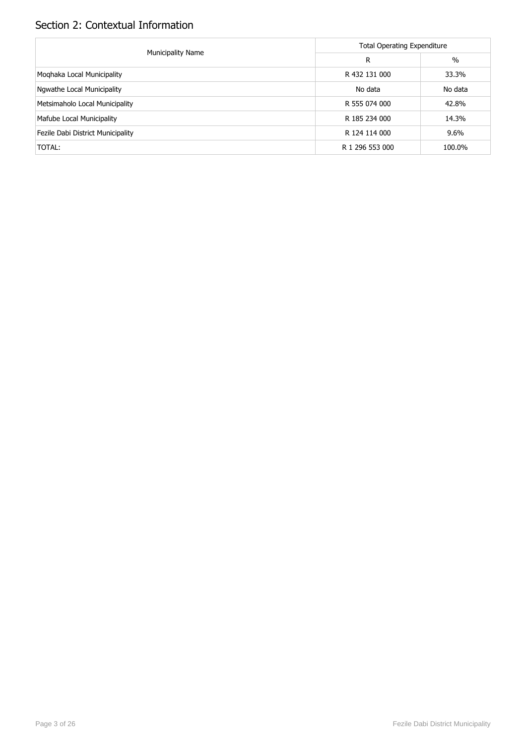## Section 2: Contextual Information

| Municipality Name | Total Operating Expenditure | |
|---|---|---|
| | R | % |
| Moqhaka Local Municipality | R 432 131 000 | 33.3% |
| Ngwathe Local Municipality | No data | No data |
| Metsimaholo Local Municipality | R 555 074 000 | 42.8% |
| Mafube Local Municipality | R 185 234 000 | 14.3% |
| Fezile Dabi District Municipality | R 124 114 000 | 9.6% |
| TOTAL: | R 1 296 553 000 | 100.0% |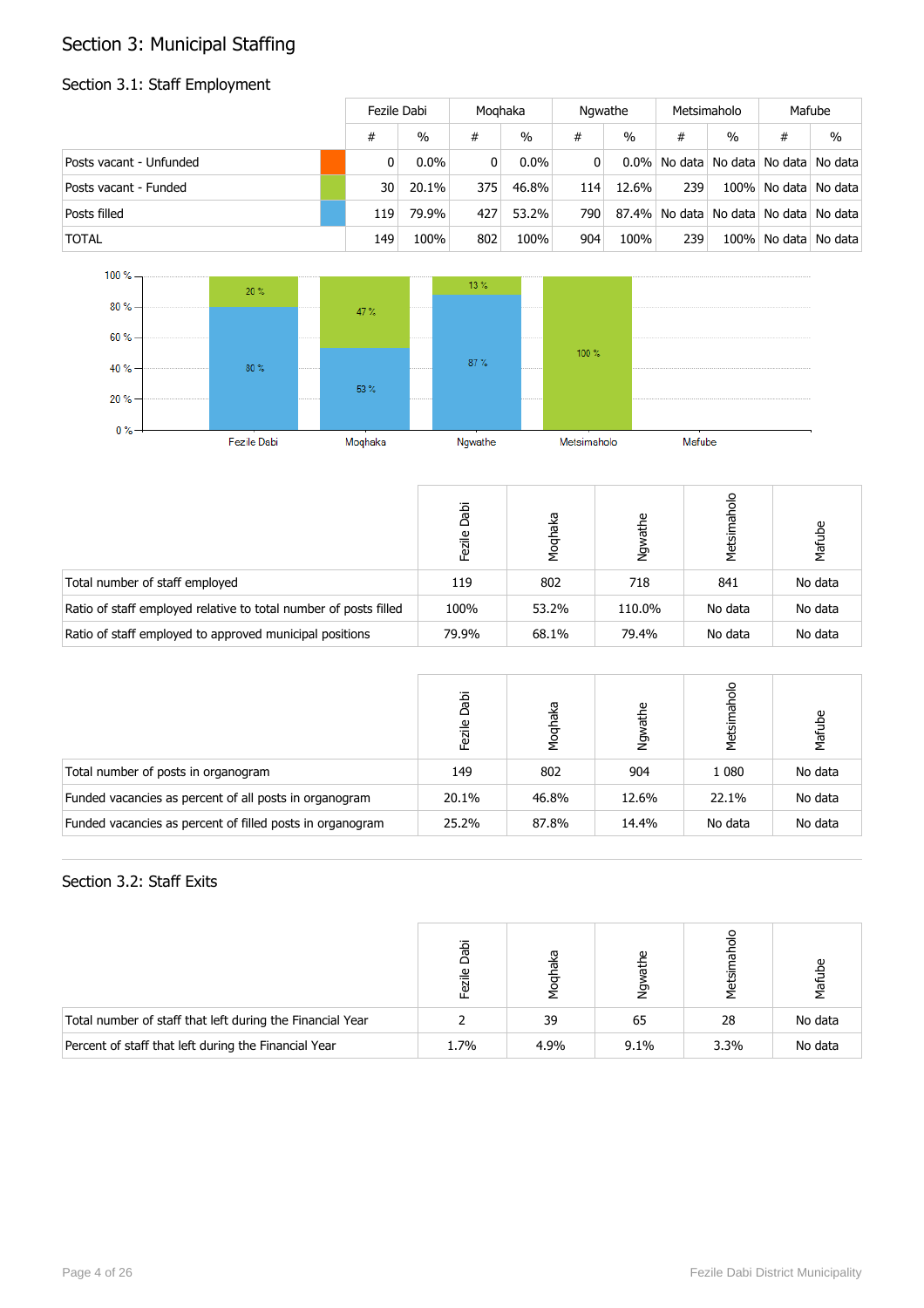# Section 3: Municipal Staffing

## Section 3.1: Staff Employment

| | Fezile Dabi | | Moqhaka | | Ngwathe | | Metsimaholo | | Mafube | |
|---|---|---|---|---|---|---|---|---|---|---|
| | # | % | # | % | # | % | # | % | # | % |
| Posts vacant - Unfunded | 0 | 0.0% | 0 | 0.0% | 0 | 0.0% | No data | No data | No data | No data |
| Posts vacant - Funded | 30 | 20.1% | 375 | 46.8% | 114 | 12.6% | 239 | 100% | No data | No data |
| Posts filled | 119 | 79.9% | 427 | 53.2% | 790 | 87.4% | No data | No data | No data | No data |
| TOTAL | 149 | 100% | 802 | 100% | 904 | 100% | 239 | 100% | No data | No data |

| | Fezile Dabi | Moqhaka | Ngwathe | Metsimaholo | Mafube |
|---|---|---|---|---|---|
| Total number of staff employed | 119 | 802 | 718 | 841 | No data |
| Ratio of staff employed relative to total number of posts filled | 100% | 53.2% | 110.0% | No data | No data |
| Ratio of staff employed to approved municipal positions | 79.9% | 68.1% | 79.4% | No data | No data |

| | Fezile Dabi | Moqhaka | Ngwathe | Metsimaholo | Mafube |
|---|---|---|---|---|---|
| Total number of posts in organogram | 149 | 802 | 904 | 1 080 | No data |
| Funded vacancies as percent of all posts in organogram | 20.1% | 46.8% | 12.6% | 22.1% | No data |
| Funded vacancies as percent of filled posts in organogram | 25.2% | 87.8% | 14.4% | No data | No data |

## Section 3.2: Staff Exits

| | Fezile Dabi | Moqhaka | Ngwathe | Metsimaholo | Mafube |
|---|---|---|---|---|---|
| Total number of staff that left during the Financial Year | 2 | 39 | 65 | 28 | No data |
| Percent of staff that left during the Financial Year | 1.7% | 4.9% | 9.1% | 3.3% | No data |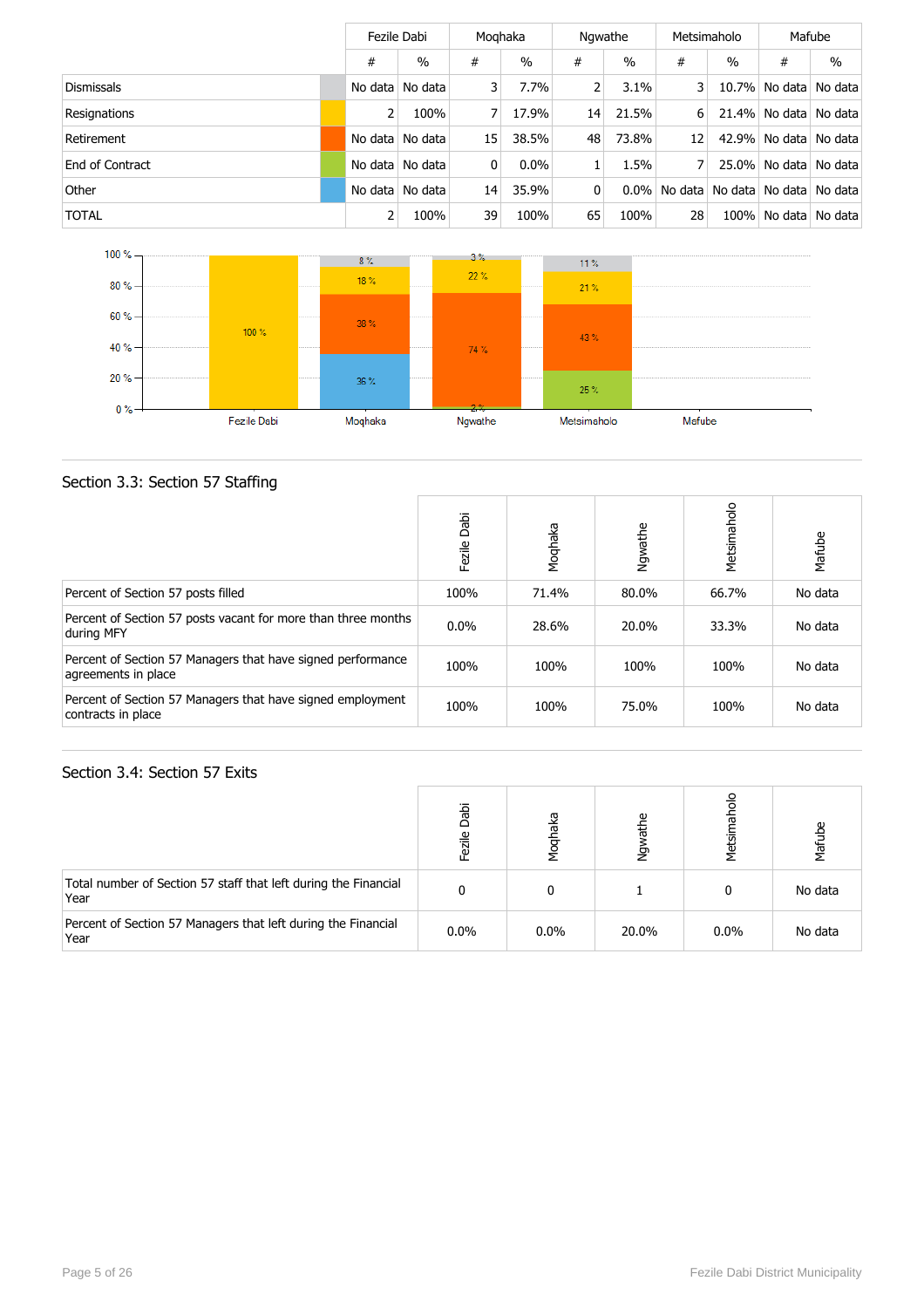| | | Fezile Dabi | | Moqhaka | | Ngwathe | | Metsimaholo | | Mafube | |
|---|---|---|---|---|---|---|---|---|---|---|---|
| | | # | % | # | % | # | % | # | % | # | % |
| Dismissals | | No data | No data | 3 | 7.7% | 2 | 3.1% | 3 | 10.7% | No data | No data |
| Resignations | | 2 | 100% | 7 | 17.9% | 14 | 21.5% | 6 | 21.4% | No data | No data |
| Retirement | | No data | No data | 15 | 38.5% | 48 | 73.8% | 12 | 42.9% | No data | No data |
| End of Contract | | No data | No data | 0 | 0.0% | 1 | 1.5% | 7 | 25.0% | No data | No data |
| Other | | No data | No data | 14 | 35.9% | 0 | 0.0% | No data | No data | No data | No data |
| TOTAL | | 2 | 100% | 39 | 100% | 65 | 100% | 28 | 100% | No data | No data |

## Section 3.3: Section 57 Staffing

| | Fezile Dabi | Moqhaka | Ngwathe | Metsimaholo | Mafube |
|---|---|---|---|---|---|
| Percent of Section 57 posts filled | 100% | 71.4% | 80.0% | 66.7% | No data |
| Percent of Section 57 posts vacant for more than three months during MFY | 0.0% | 28.6% | 20.0% | 33.3% | No data |
| Percent of Section 57 Managers that have signed performance agreements in place | 100% | 100% | 100% | 100% | No data |
| Percent of Section 57 Managers that have signed employment contracts in place | 100% | 100% | 75.0% | 100% | No data |

## Section 3.4: Section 57 Exits

| | Fezile Dabi | Moqhaka | Ngwathe | Metsimaholo | Mafube |
|---|---|---|---|---|---|
| Total number of Section 57 staff that left during the Financial Year | 0 | 0 | 1 | 0 | No data |
| Percent of Section 57 Managers that left during the Financial Year | 0.0% | 0.0% | 20.0% | 0.0% | No data |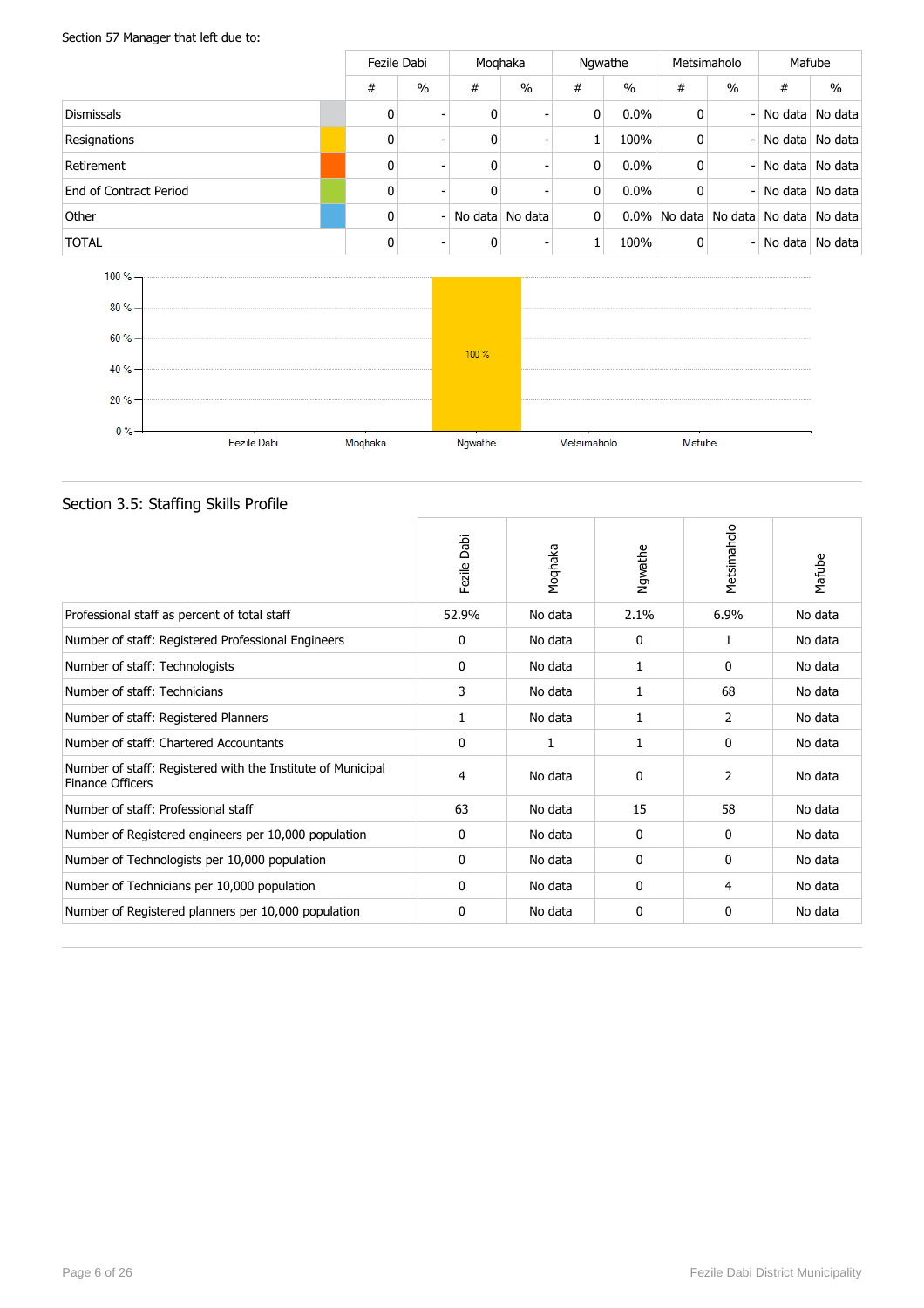Section 57 Manager that left due to:

| | Fezile Dabi | | Moqhaka | | Ngwathe | | Metsimaholo | | Mafube | |
|---|---|---|---|---|---|---|---|---|---|---|
| | # | % | # | % | # | % | # | % | # | % |
| Dismissals | 0 | - | 0 | - | 0 | 0.0% | 0 | - | No data | No data |
| Resignations | 0 | - | 0 | - | 1 | 100% | 0 | - | No data | No data |
| Retirement | 0 | - | 0 | - | 0 | 0.0% | 0 | - | No data | No data |
| End of Contract Period | 0 | - | 0 | - | 0 | 0.0% | 0 | - | No data | No data |
| Other | 0 | - | No data | No data | 0 | 0.0% | No data | No data | No data | No data |
| TOTAL | 0 | - | 0 | - | 1 | 100% | 0 | - | No data | No data |

## Section 3.5: Staffing Skills Profile

| | Fezile Dabi | Moqhaka | Ngwathe | Metsimaholo | Mafube |
|---|---|---|---|---|---|
| Professional staff as percent of total staff | 52.9% | No data | 2.1% | 6.9% | No data |
| Number of staff: Registered Professional Engineers | 0 | No data | 0 | 1 | No data |
| Number of staff: Technologists | 0 | No data | 1 | 0 | No data |
| Number of staff: Technicians | 3 | No data | 1 | 68 | No data |
| Number of staff: Registered Planners | 1 | No data | 1 | 2 | No data |
| Number of staff: Chartered Accountants | 0 | 1 | 1 | 0 | No data |
| Number of staff: Registered with the Institute of Municipal Finance Officers | 4 | No data | 0 | 2 | No data |
| Number of staff: Professional staff | 63 | No data | 15 | 58 | No data |
| Number of Registered engineers per 10,000 population | 0 | No data | 0 | 0 | No data |
| Number of Technologists per 10,000 population | 0 | No data | 0 | 0 | No data |
| Number of Technicians per 10,000 population | 0 | No data | 0 | 4 | No data |
| Number of Registered planners per 10,000 population | 0 | No data | 0 | 0 | No data |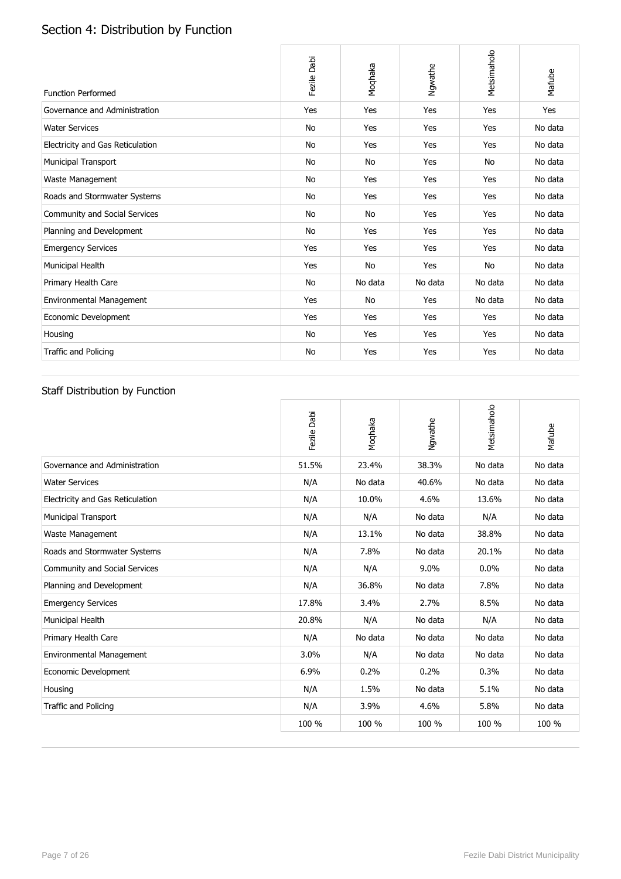## Section 4: Distribution by Function

| Function Performed | Fezile Dabi | Moqhaka | Ngwathe | Metsimaholo | Mafube |
|---|---|---|---|---|---|
| Governance and Administration | Yes | Yes | Yes | Yes | Yes |
| Water Services | No | Yes | Yes | Yes | No data |
| Electricity and Gas Reticulation | No | Yes | Yes | Yes | No data |
| Municipal Transport | No | No | Yes | No | No data |
| Waste Management | No | Yes | Yes | Yes | No data |
| Roads and Stormwater Systems | No | Yes | Yes | Yes | No data |
| Community and Social Services | No | No | Yes | Yes | No data |
| Planning and Development | No | Yes | Yes | Yes | No data |
| Emergency Services | Yes | Yes | Yes | Yes | No data |
| Municipal Health | Yes | No | Yes | No | No data |
| Primary Health Care | No | No data | No data | No data | No data |
| Environmental Management | Yes | No | Yes | No data | No data |
| Economic Development | Yes | Yes | Yes | Yes | No data |
| Housing | No | Yes | Yes | Yes | No data |
| Traffic and Policing | No | Yes | Yes | Yes | No data |

### Staff Distribution by Function

| | Fezile Dabi | Moqhaka | Ngwathe | Metsimaholo | Mafube |
|---|---|---|---|---|---|
| Governance and Administration | 51.5% | 23.4% | 38.3% | No data | No data |
| Water Services | N/A | No data | 40.6% | No data | No data |
| Electricity and Gas Reticulation | N/A | 10.0% | 4.6% | 13.6% | No data |
| Municipal Transport | N/A | N/A | No data | N/A | No data |
| Waste Management | N/A | 13.1% | No data | 38.8% | No data |
| Roads and Stormwater Systems | N/A | 7.8% | No data | 20.1% | No data |
| Community and Social Services | N/A | N/A | 9.0% | 0.0% | No data |
| Planning and Development | N/A | 36.8% | No data | 7.8% | No data |
| Emergency Services | 17.8% | 3.4% | 2.7% | 8.5% | No data |
| Municipal Health | 20.8% | N/A | No data | N/A | No data |
| Primary Health Care | N/A | No data | No data | No data | No data |
| Environmental Management | 3.0% | N/A | No data | No data | No data |
| Economic Development | 6.9% | 0.2% | 0.2% | 0.3% | No data |
| Housing | N/A | 1.5% | No data | 5.1% | No data |
| Traffic and Policing | N/A | 3.9% | 4.6% | 5.8% | No data |
| | 100 % | 100 % | 100 % | 100 % | 100 % |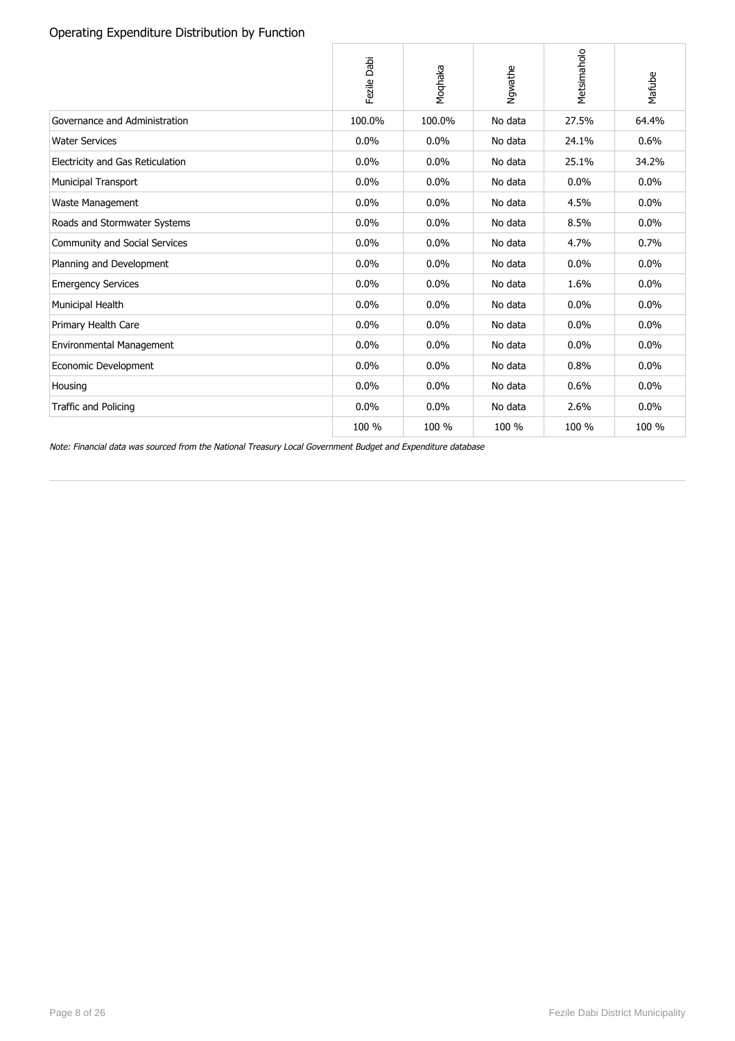## Operating Expenditure Distribution by Function

| | Fezile Dabi | Moqhaka | Ngwathe | Metsimaholo | Mafube |
|---|---|---|---|---|---|
| Governance and Administration | 100.0% | 100.0% | No data | 27.5% | 64.4% |
| Water Services | 0.0% | 0.0% | No data | 24.1% | 0.6% |
| Electricity and Gas Reticulation | 0.0% | 0.0% | No data | 25.1% | 34.2% |
| Municipal Transport | 0.0% | 0.0% | No data | 0.0% | 0.0% |
| Waste Management | 0.0% | 0.0% | No data | 4.5% | 0.0% |
| Roads and Stormwater Systems | 0.0% | 0.0% | No data | 8.5% | 0.0% |
| Community and Social Services | 0.0% | 0.0% | No data | 4.7% | 0.7% |
| Planning and Development | 0.0% | 0.0% | No data | 0.0% | 0.0% |
| Emergency Services | 0.0% | 0.0% | No data | 1.6% | 0.0% |
| Municipal Health | 0.0% | 0.0% | No data | 0.0% | 0.0% |
| Primary Health Care | 0.0% | 0.0% | No data | 0.0% | 0.0% |
| Environmental Management | 0.0% | 0.0% | No data | 0.0% | 0.0% |
| Economic Development | 0.0% | 0.0% | No data | 0.8% | 0.0% |
| Housing | 0.0% | 0.0% | No data | 0.6% | 0.0% |
| Traffic and Policing | 0.0% | 0.0% | No data | 2.6% | 0.0% |
| | 100 % | 100 % | 100 % | 100 % | 100 % |

*Note: Financial data was sourced from the National Treasury Local Government Budget and Expenditure database*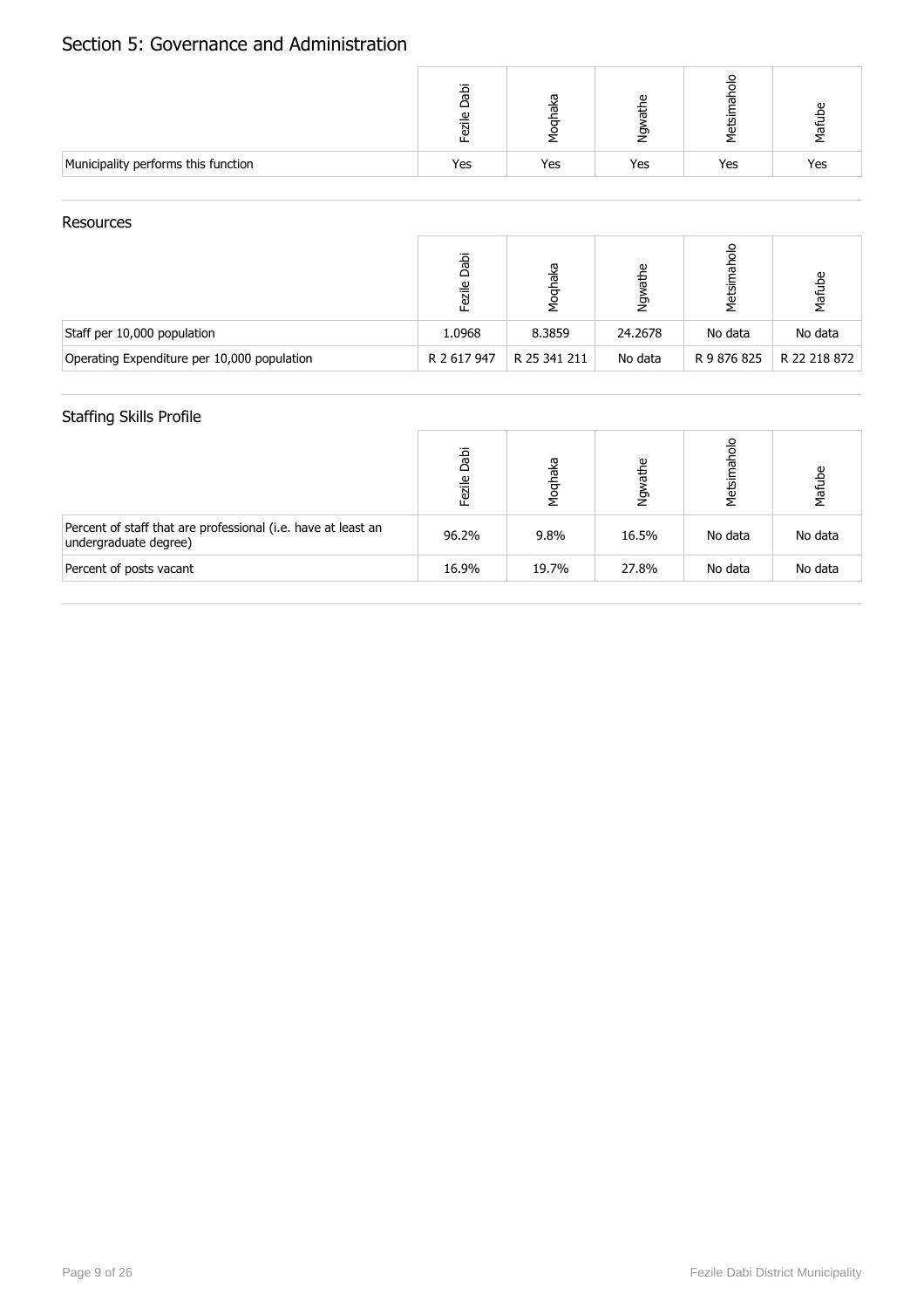## Section 5: Governance and Administration

| | Fezile Dabi | Moqhaka | Ngwathe | Metsimaholo | Mafube |
|---|---|---|---|---|---|
| Municipality performs this function | Yes | Yes | Yes | Yes | Yes |

### Resources

| | Fezile Dabi | Moqhaka | Ngwathe | Metsimaholo | Mafube |
|---|---|---|---|---|---|
| Staff per 10,000 population | 1.0968 | 8.3859 | 24.2678 | No data | No data |
| Operating Expenditure per 10,000 population | R 2 617 947 | R 25 341 211 | No data | R 9 876 825 | R 22 218 872 |

### Staffing Skills Profile

| | Fezile Dabi | Moqhaka | Ngwathe | Metsimaholo | Mafube |
|---|---|---|---|---|---|
| Percent of staff that are professional (i.e. have at least an undergraduate degree) | 96.2% | 9.8% | 16.5% | No data | No data |
| Percent of posts vacant | 16.9% | 19.7% | 27.8% | No data | No data |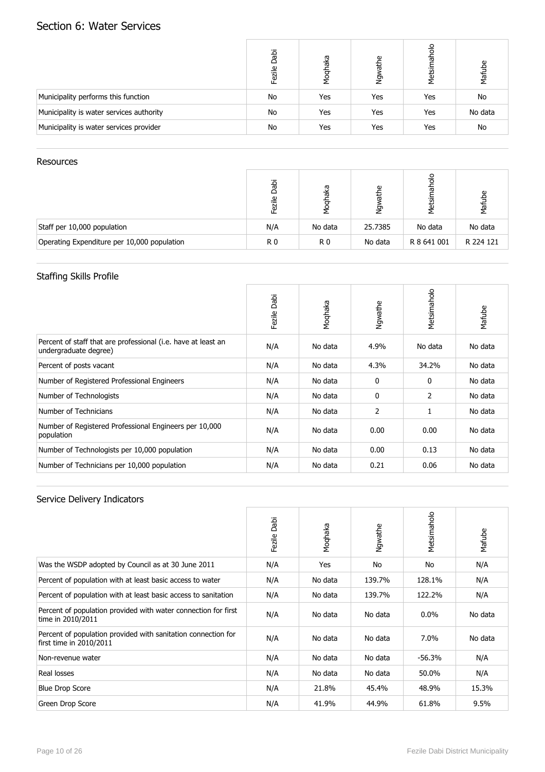# Section 6: Water Services

| | Fezile Dabi | Moqhaka | Ngwathe | Metsimaholo | Mafube |
|---|---|---|---|---|---|
| Municipality performs this function | No | Yes | Yes | Yes | No |
| Municipality is water services authority | No | Yes | Yes | Yes | No data |
| Municipality is water services provider | No | Yes | Yes | Yes | No |

## Resources

| | Fezile Dabi | Moqhaka | Ngwathe | Metsimaholo | Mafube |
|---|---|---|---|---|---|
| Staff per 10,000 population | N/A | No data | 25.7385 | No data | No data |
| Operating Expenditure per 10,000 population | R 0 | R 0 | No data | R 8 641 001 | R 224 121 |

## Staffing Skills Profile

| | Fezile Dabi | Moqhaka | Ngwathe | Metsimaholo | Mafube |
|---|---|---|---|---|---|
| Percent of staff that are professional (i.e. have at least an undergraduate degree) | N/A | No data | 4.9% | No data | No data |
| Percent of posts vacant | N/A | No data | 4.3% | 34.2% | No data |
| Number of Registered Professional Engineers | N/A | No data | 0 | 0 | No data |
| Number of Technologists | N/A | No data | 0 | 2 | No data |
| Number of Technicians | N/A | No data | 2 | 1 | No data |
| Number of Registered Professional Engineers per 10,000 population | N/A | No data | 0.00 | 0.00 | No data |
| Number of Technologists per 10,000 population | N/A | No data | 0.00 | 0.13 | No data |
| Number of Technicians per 10,000 population | N/A | No data | 0.21 | 0.06 | No data |

## Service Delivery Indicators

| | Fezile Dabi | Moqhaka | Ngwathe | Metsimaholo | Mafube |
|---|---|---|---|---|---|
| Was the WSDP adopted by Council as at 30 June 2011 | N/A | Yes | No | No | N/A |
| Percent of population with at least basic access to water | N/A | No data | 139.7% | 128.1% | N/A |
| Percent of population with at least basic access to sanitation | N/A | No data | 139.7% | 122.2% | N/A |
| Percent of population provided with water connection for first time in 2010/2011 | N/A | No data | No data | 0.0% | No data |
| Percent of population provided with sanitation connection for first time in 2010/2011 | N/A | No data | No data | 7.0% | No data |
| Non-revenue water | N/A | No data | No data | -56.3% | N/A |
| Real losses | N/A | No data | No data | 50.0% | N/A |
| Blue Drop Score | N/A | 21.8% | 45.4% | 48.9% | 15.3% |
| Green Drop Score | N/A | 41.9% | 44.9% | 61.8% | 9.5% |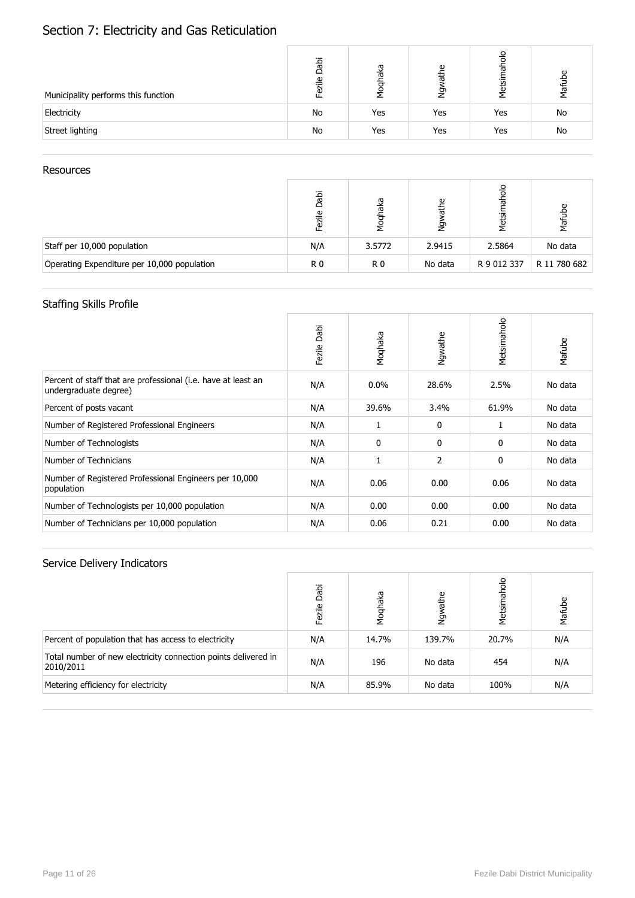# Section 7: Electricity and Gas Reticulation

| Municipality performs this function | Fezile Dabi | Moqhaka | Ngwathe | Metsimaholo | Mafube |
|---|---|---|---|---|---|
| Electricity | No | Yes | Yes | Yes | No |
| Street lighting | No | Yes | Yes | Yes | No |

## Resources

| | Fezile Dabi | Moqhaka | Ngwathe | Metsimaholo | Mafube |
|---|---|---|---|---|---|
| Staff per 10,000 population | N/A | 3.5772 | 2.9415 | 2.5864 | No data |
| Operating Expenditure per 10,000 population | R 0 | R 0 | No data | R 9 012 337 | R 11 780 682 |

## Staffing Skills Profile

| | Fezile Dabi | Moqhaka | Ngwathe | Metsimaholo | Mafube |
|---|---|---|---|---|---|
| Percent of staff that are professional (i.e. have at least an undergraduate degree) | N/A | 0.0% | 28.6% | 2.5% | No data |
| Percent of posts vacant | N/A | 39.6% | 3.4% | 61.9% | No data |
| Number of Registered Professional Engineers | N/A | 1 | 0 | 1 | No data |
| Number of Technologists | N/A | 0 | 0 | 0 | No data |
| Number of Technicians | N/A | 1 | 2 | 0 | No data |
| Number of Registered Professional Engineers per 10,000 population | N/A | 0.06 | 0.00 | 0.06 | No data |
| Number of Technologists per 10,000 population | N/A | 0.00 | 0.00 | 0.00 | No data |
| Number of Technicians per 10,000 population | N/A | 0.06 | 0.21 | 0.00 | No data |

## Service Delivery Indicators

| | Fezile Dabi | Moqhaka | Ngwathe | Metsimaholo | Mafube |
|---|---|---|---|---|---|
| Percent of population that has access to electricity | N/A | 14.7% | 139.7% | 20.7% | N/A |
| Total number of new electricity connection points delivered in 2010/2011 | N/A | 196 | No data | 454 | N/A |
| Metering efficiency for electricity | N/A | 85.9% | No data | 100% | N/A |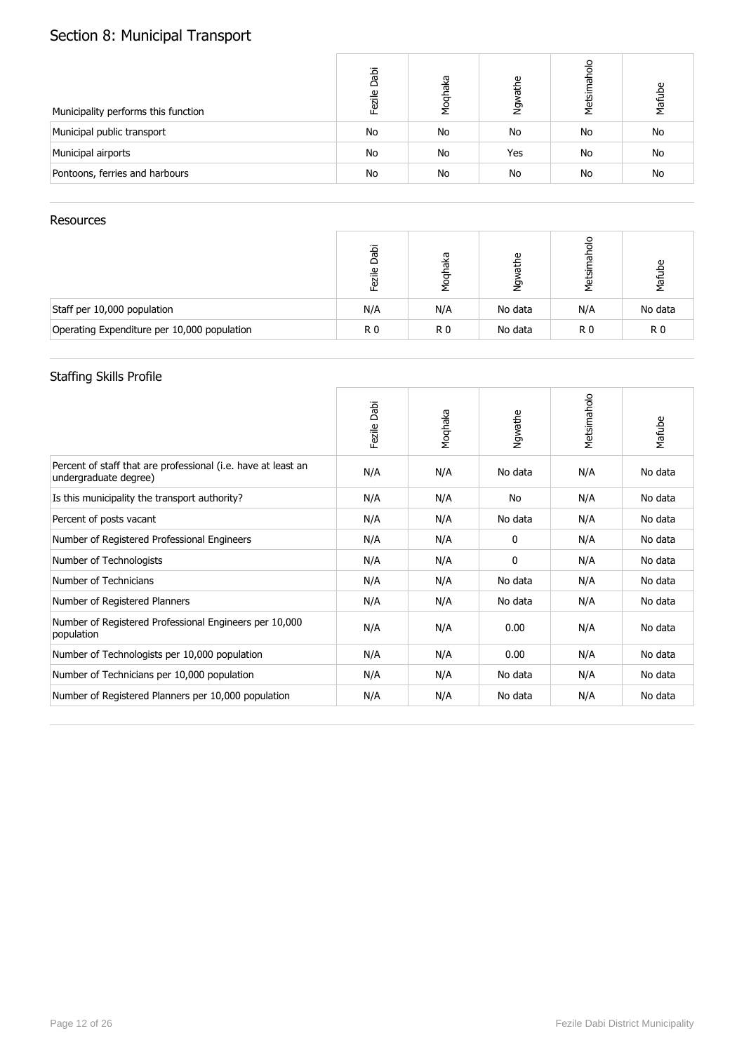# Section 8: Municipal Transport

| Municipality performs this function | Fezile Dabi | Moqhaka | Ngwathe | Metsimaholo | Mafube |
|---|---|---|---|---|---|
| Municipal public transport | No | No | No | No | No |
| Municipal airports | No | No | Yes | No | No |
| Pontoons, ferries and harbours | No | No | No | No | No |

## Resources

| | Fezile Dabi | Moqhaka | Ngwathe | Metsimaholo | Mafube |
|---|---|---|---|---|---|
| Staff per 10,000 population | N/A | N/A | No data | N/A | No data |
| Operating Expenditure per 10,000 population | R 0 | R 0 | No data | R 0 | R 0 |

## Staffing Skills Profile

| | Fezile Dabi | Moqhaka | Ngwathe | Metsimaholo | Mafube |
|---|---|---|---|---|---|
| Percent of staff that are professional (i.e. have at least an undergraduate degree) | N/A | N/A | No data | N/A | No data |
| Is this municipality the transport authority? | N/A | N/A | No | N/A | No data |
| Percent of posts vacant | N/A | N/A | No data | N/A | No data |
| Number of Registered Professional Engineers | N/A | N/A | 0 | N/A | No data |
| Number of Technologists | N/A | N/A | 0 | N/A | No data |
| Number of Technicians | N/A | N/A | No data | N/A | No data |
| Number of Registered Planners | N/A | N/A | No data | N/A | No data |
| Number of Registered Professional Engineers per 10,000 population | N/A | N/A | 0.00 | N/A | No data |
| Number of Technologists per 10,000 population | N/A | N/A | 0.00 | N/A | No data |
| Number of Technicians per 10,000 population | N/A | N/A | No data | N/A | No data |
| Number of Registered Planners per 10,000 population | N/A | N/A | No data | N/A | No data |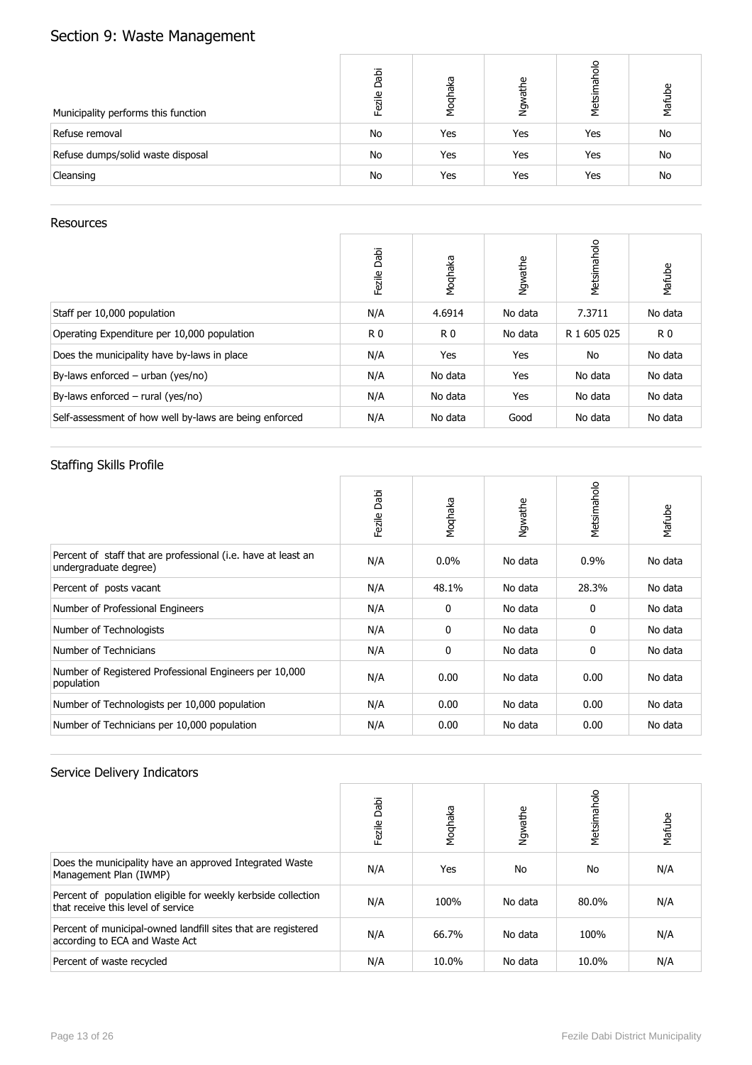# Section 9: Waste Management

| Municipality performs this function | Fezile Dabi | Moqhaka | Ngwathe | Metsimaholo | Mafube |
|---|---|---|---|---|---|
| Refuse removal | No | Yes | Yes | Yes | No |
| Refuse dumps/solid waste disposal | No | Yes | Yes | Yes | No |
| Cleansing | No | Yes | Yes | Yes | No |

## Resources

| | Fezile Dabi | Moqhaka | Ngwathe | Metsimaholo | Mafube |
|---|---|---|---|---|---|
| Staff per 10,000 population | N/A | 4.6914 | No data | 7.3711 | No data |
| Operating Expenditure per 10,000 population | R 0 | R 0 | No data | R 1 605 025 | R 0 |
| Does the municipality have by-laws in place | N/A | Yes | Yes | No | No data |
| By-laws enforced – urban (yes/no) | N/A | No data | Yes | No data | No data |
| By-laws enforced – rural (yes/no) | N/A | No data | Yes | No data | No data |
| Self-assessment of how well by-laws are being enforced | N/A | No data | Good | No data | No data |

## Staffing Skills Profile

| | Fezile Dabi | Moqhaka | Ngwathe | Metsimaholo | Mafube |
|---|---|---|---|---|---|
| Percent of staff that are professional (i.e. have at least an undergraduate degree) | N/A | 0.0% | No data | 0.9% | No data |
| Percent of posts vacant | N/A | 48.1% | No data | 28.3% | No data |
| Number of Professional Engineers | N/A | 0 | No data | 0 | No data |
| Number of Technologists | N/A | 0 | No data | 0 | No data |
| Number of Technicians | N/A | 0 | No data | 0 | No data |
| Number of Registered Professional Engineers per 10,000 population | N/A | 0.00 | No data | 0.00 | No data |
| Number of Technologists per 10,000 population | N/A | 0.00 | No data | 0.00 | No data |
| Number of Technicians per 10,000 population | N/A | 0.00 | No data | 0.00 | No data |

## Service Delivery Indicators

| | Fezile Dabi | Moqhaka | Ngwathe | Metsimaholo | Mafube |
|---|---|---|---|---|---|
| Does the municipality have an approved Integrated Waste Management Plan (IWMP) | N/A | Yes | No | No | N/A |
| Percent of population eligible for weekly kerbside collection that receive this level of service | N/A | 100% | No data | 80.0% | N/A |
| Percent of municipal-owned landfill sites that are registered according to ECA and Waste Act | N/A | 66.7% | No data | 100% | N/A |
| Percent of waste recycled | N/A | 10.0% | No data | 10.0% | N/A |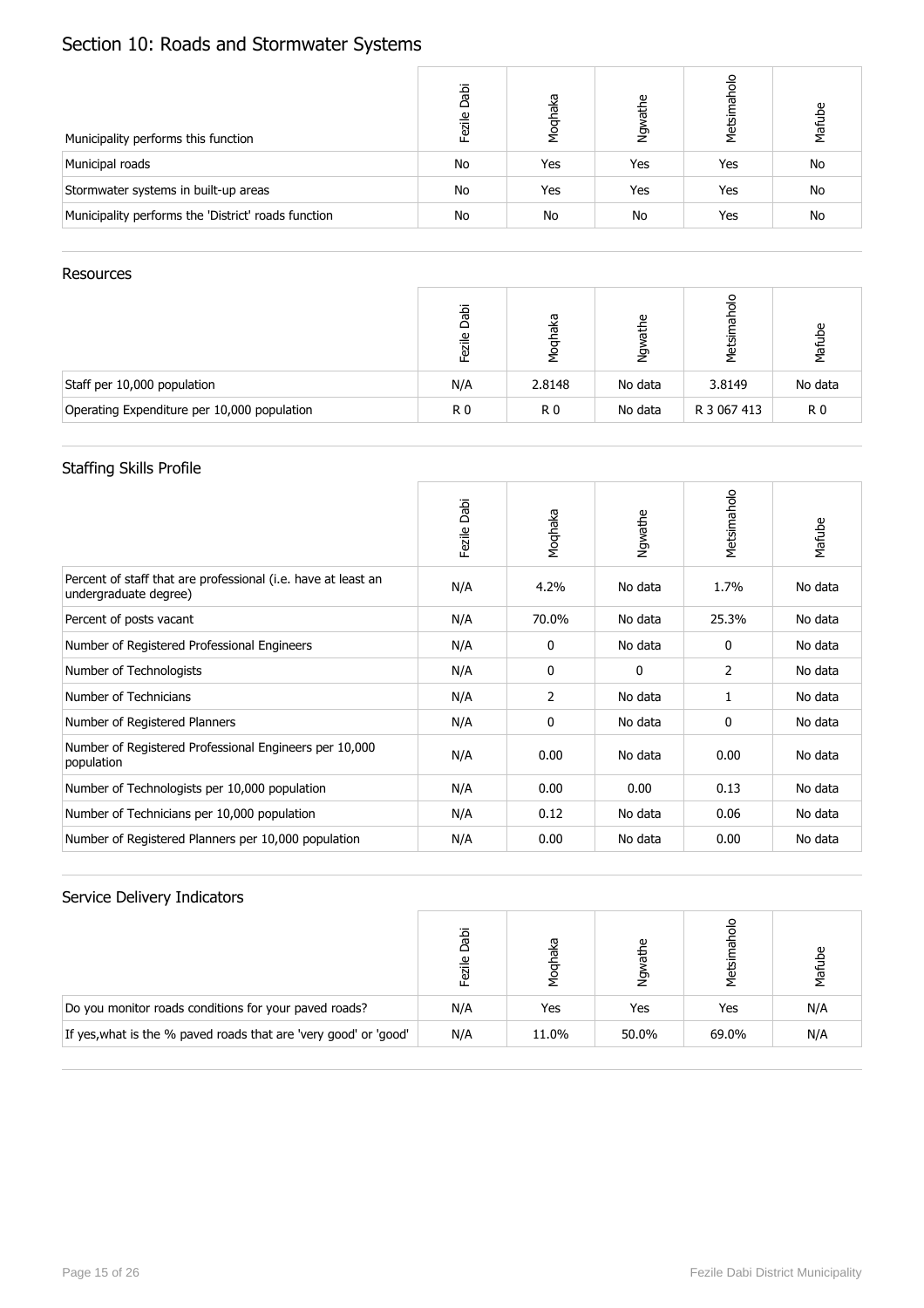# Section 10: Roads and Stormwater Systems

| Municipality performs this function | Fezile Dabi | Moqhaka | Ngwathe | Metsimaholo | Mafube |
|---|---|---|---|---|---|
| Municipal roads | No | Yes | Yes | Yes | No |
| Stormwater systems in built-up areas | No | Yes | Yes | Yes | No |
| Municipality performs the 'District' roads function | No | No | No | Yes | No |

## Resources

| | Fezile Dabi | Moqhaka | Ngwathe | Metsimaholo | Mafube |
|---|---|---|---|---|---|
| Staff per 10,000 population | N/A | 2.8148 | No data | 3.8149 | No data |
| Operating Expenditure per 10,000 population | R 0 | R 0 | No data | R 3 067 413 | R 0 |

## Staffing Skills Profile

| | Fezile Dabi | Moqhaka | Ngwathe | Metsimaholo | Mafube |
|---|---|---|---|---|---|
| Percent of staff that are professional (i.e. have at least an undergraduate degree) | N/A | 4.2% | No data | 1.7% | No data |
| Percent of posts vacant | N/A | 70.0% | No data | 25.3% | No data |
| Number of Registered Professional Engineers | N/A | 0 | No data | 0 | No data |
| Number of Technologists | N/A | 0 | 0 | 2 | No data |
| Number of Technicians | N/A | 2 | No data | 1 | No data |
| Number of Registered Planners | N/A | 0 | No data | 0 | No data |
| Number of Registered Professional Engineers per 10,000 population | N/A | 0.00 | No data | 0.00 | No data |
| Number of Technologists per 10,000 population | N/A | 0.00 | 0.00 | 0.13 | No data |
| Number of Technicians per 10,000 population | N/A | 0.12 | No data | 0.06 | No data |
| Number of Registered Planners per 10,000 population | N/A | 0.00 | No data | 0.00 | No data |

## Service Delivery Indicators

| | Fezile Dabi | Moqhaka | Ngwathe | Metsimaholo | Mafube |
|---|---|---|---|---|---|
| Do you monitor roads conditions for your paved roads? | N/A | Yes | Yes | Yes | N/A |
| If yes,what is the % paved roads that are 'very good' or 'good' | N/A | 11.0% | 50.0% | 69.0% | N/A |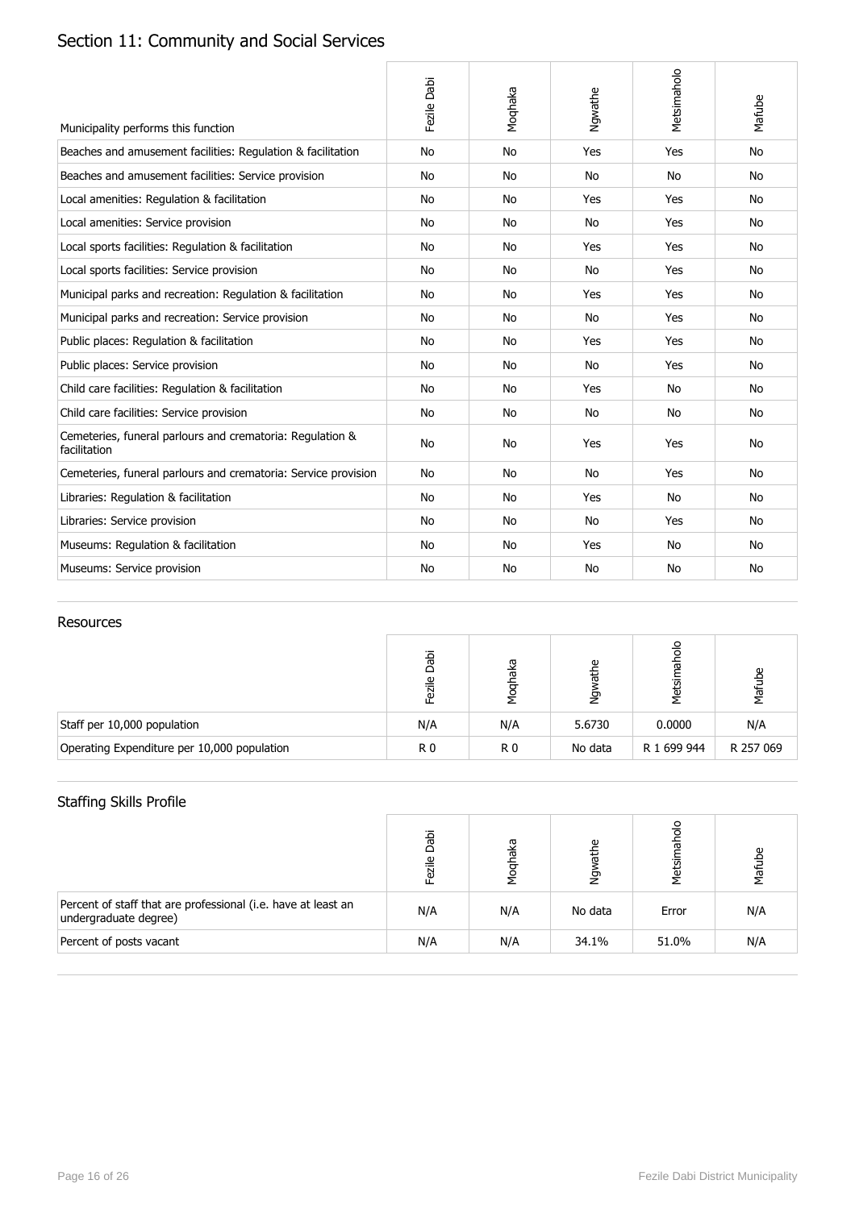## Section 11: Community and Social Services

| Municipality performs this function | Fezile Dabi | Moqhaka | Ngwathe | Metsimaholo | Mafube |
|---|---|---|---|---|---|
| Beaches and amusement facilities: Regulation & facilitation | No | No | Yes | Yes | No |
| Beaches and amusement facilities: Service provision | No | No | No | No | No |
| Local amenities: Regulation & facilitation | No | No | Yes | Yes | No |
| Local amenities: Service provision | No | No | No | Yes | No |
| Local sports facilities: Regulation & facilitation | No | No | Yes | Yes | No |
| Local sports facilities: Service provision | No | No | No | Yes | No |
| Municipal parks and recreation: Regulation & facilitation | No | No | Yes | Yes | No |
| Municipal parks and recreation: Service provision | No | No | No | Yes | No |
| Public places: Regulation & facilitation | No | No | Yes | Yes | No |
| Public places: Service provision | No | No | No | Yes | No |
| Child care facilities: Regulation & facilitation | No | No | Yes | No | No |
| Child care facilities: Service provision | No | No | No | No | No |
| Cemeteries, funeral parlours and crematoria: Regulation & facilitation | No | No | Yes | Yes | No |
| Cemeteries, funeral parlours and crematoria: Service provision | No | No | No | Yes | No |
| Libraries: Regulation & facilitation | No | No | Yes | No | No |
| Libraries: Service provision | No | No | No | Yes | No |
| Museums: Regulation & facilitation | No | No | Yes | No | No |
| Museums: Service provision | No | No | No | No | No |

### Resources

| | Fezile Dabi | Moqhaka | Ngwathe | Metsimaholo | Mafube |
|---|---|---|---|---|---|
| Staff per 10,000 population | N/A | N/A | 5.6730 | 0.0000 | N/A |
| Operating Expenditure per 10,000 population | R 0 | R 0 | No data | R 1 699 944 | R 257 069 |

### Staffing Skills Profile

| | Fezile Dabi | Moqhaka | Ngwathe | Metsimaholo | Mafube |
|---|---|---|---|---|---|
| Percent of staff that are professional (i.e. have at least an undergraduate degree) | N/A | N/A | No data | Error | N/A |
| Percent of posts vacant | N/A | N/A | 34.1% | 51.0% | N/A |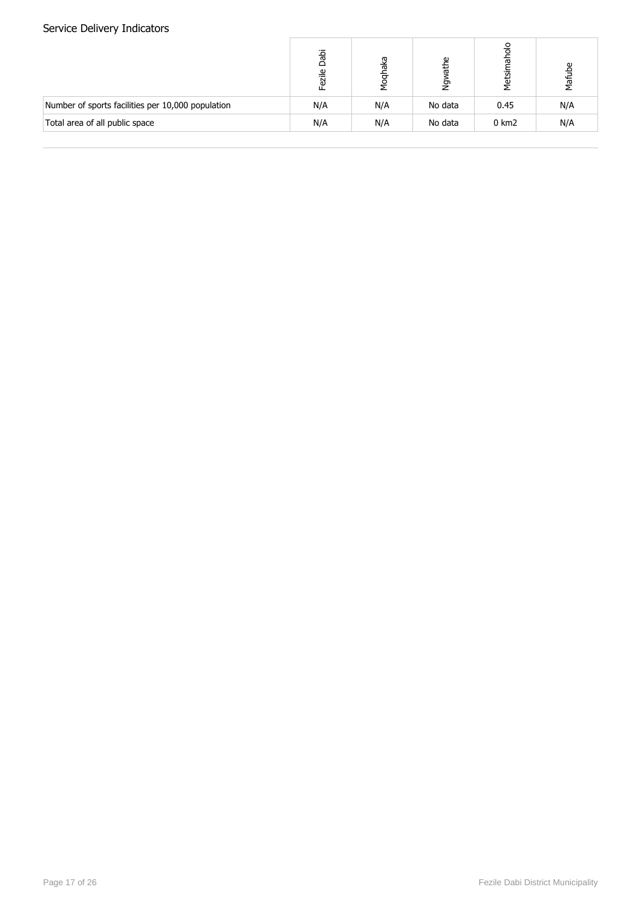## Service Delivery Indicators

| | Fezile Dabi | Moqhaka | Ngwathe | Metsimaholo | Mafube |
|---|---|---|---|---|---|
| Number of sports facilities per 10,000 population | N/A | N/A | No data | 0.45 | N/A |
| Total area of all public space | N/A | N/A | No data | 0 km2 | N/A |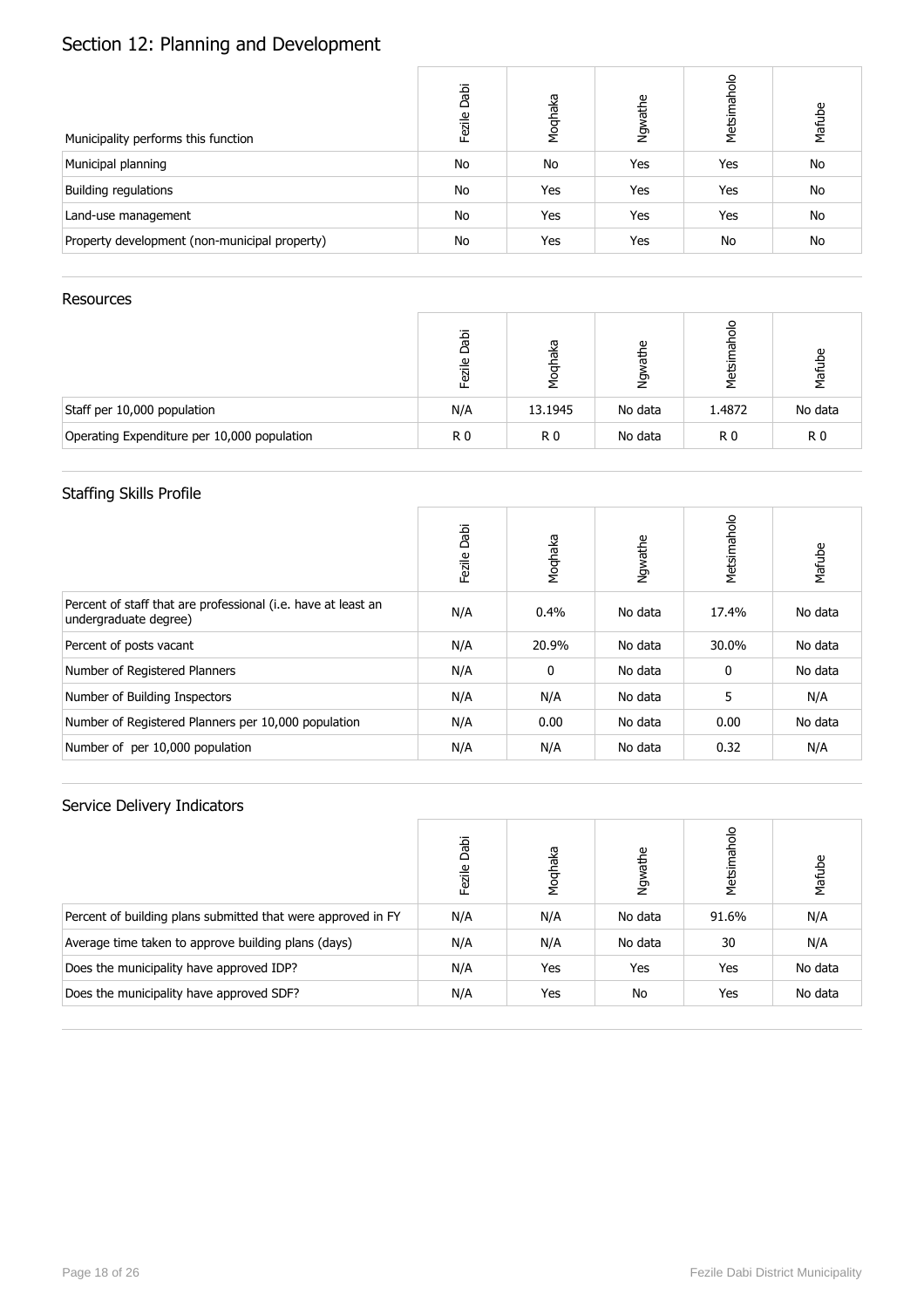# Section 12: Planning and Development

| Municipality performs this function | Fezile Dabi | Moqhaka | Ngwathe | Metsimaholo | Mafube |
|---|---|---|---|---|---|
| Municipal planning | No | No | Yes | Yes | No |
| Building regulations | No | Yes | Yes | Yes | No |
| Land-use management | No | Yes | Yes | Yes | No |
| Property development (non-municipal property) | No | Yes | Yes | No | No |

## Resources

| | Fezile Dabi | Moqhaka | Ngwathe | Metsimaholo | Mafube |
|---|---|---|---|---|---|
| Staff per 10,000 population | N/A | 13.1945 | No data | 1.4872 | No data |
| Operating Expenditure per 10,000 population | R 0 | R 0 | No data | R 0 | R 0 |

## Staffing Skills Profile

| | Fezile Dabi | Moqhaka | Ngwathe | Metsimaholo | Mafube |
|---|---|---|---|---|---|
| Percent of staff that are professional (i.e. have at least an undergraduate degree) | N/A | 0.4% | No data | 17.4% | No data |
| Percent of posts vacant | N/A | 20.9% | No data | 30.0% | No data |
| Number of Registered Planners | N/A | 0 | No data | 0 | No data |
| Number of Building Inspectors | N/A | N/A | No data | 5 | N/A |
| Number of Registered Planners per 10,000 population | N/A | 0.00 | No data | 0.00 | No data |
| Number of per 10,000 population | N/A | N/A | No data | 0.32 | N/A |

## Service Delivery Indicators

| | Fezile Dabi | Moqhaka | Ngwathe | Metsimaholo | Mafube |
|---|---|---|---|---|---|
| Percent of building plans submitted that were approved in FY | N/A | N/A | No data | 91.6% | N/A |
| Average time taken to approve building plans (days) | N/A | N/A | No data | 30 | N/A |
| Does the municipality have approved IDP? | N/A | Yes | Yes | Yes | No data |
| Does the municipality have approved SDF? | N/A | Yes | No | Yes | No data |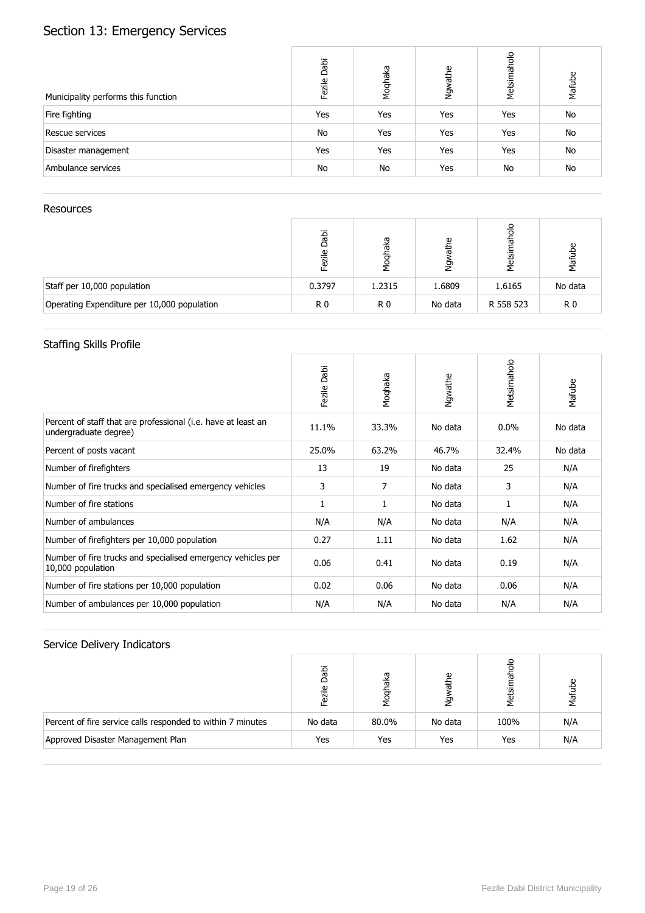## Section 13: Emergency Services

| Municipality performs this function | Fezile Dabi | Moqhaka | Ngwathe | Metsimaholo | Mafube |
|---|---|---|---|---|---|
| Fire fighting | Yes | Yes | Yes | Yes | No |
| Rescue services | No | Yes | Yes | Yes | No |
| Disaster management | Yes | Yes | Yes | Yes | No |
| Ambulance services | No | No | Yes | No | No |

### Resources

| | Fezile Dabi | Moqhaka | Ngwathe | Metsimaholo | Mafube |
|---|---|---|---|---|---|
| Staff per 10,000 population | 0.3797 | 1.2315 | 1.6809 | 1.6165 | No data |
| Operating Expenditure per 10,000 population | R 0 | R 0 | No data | R 558 523 | R 0 |

### Staffing Skills Profile

| | Fezile Dabi | Moqhaka | Ngwathe | Metsimaholo | Mafube |
|---|---|---|---|---|---|
| Percent of staff that are professional (i.e. have at least an undergraduate degree) | 11.1% | 33.3% | No data | 0.0% | No data |
| Percent of posts vacant | 25.0% | 63.2% | 46.7% | 32.4% | No data |
| Number of firefighters | 13 | 19 | No data | 25 | N/A |
| Number of fire trucks and specialised emergency vehicles | 3 | 7 | No data | 3 | N/A |
| Number of fire stations | 1 | 1 | No data | 1 | N/A |
| Number of ambulances | N/A | N/A | No data | N/A | N/A |
| Number of firefighters per 10,000 population | 0.27 | 1.11 | No data | 1.62 | N/A |
| Number of fire trucks and specialised emergency vehicles per 10,000 population | 0.06 | 0.41 | No data | 0.19 | N/A |
| Number of fire stations per 10,000 population | 0.02 | 0.06 | No data | 0.06 | N/A |
| Number of ambulances per 10,000 population | N/A | N/A | No data | N/A | N/A |

### Service Delivery Indicators

| | Fezile Dabi | Moqhaka | Ngwathe | Metsimaholo | Mafube |
|---|---|---|---|---|---|
| Percent of fire service calls responded to within 7 minutes | No data | 80.0% | No data | 100% | N/A |
| Approved Disaster Management Plan | Yes | Yes | Yes | Yes | N/A |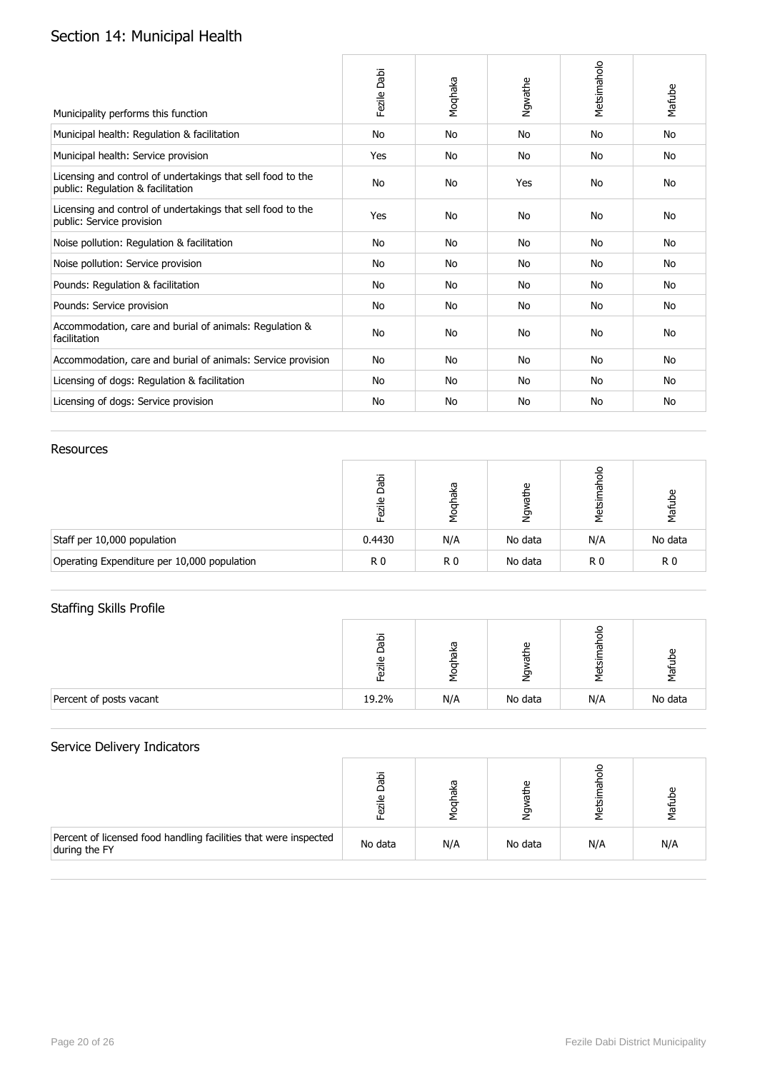## Section 14: Municipal Health

| Municipality performs this function | Fezile Dabi | Moqhaka | Ngwathe | Metsimaholo | Mafube |
|---|---|---|---|---|---|
| Municipal health: Regulation & facilitation | No | No | No | No | No |
| Municipal health: Service provision | Yes | No | No | No | No |
| Licensing and control of undertakings that sell food to the public: Regulation & facilitation | No | No | Yes | No | No |
| Licensing and control of undertakings that sell food to the public: Service provision | Yes | No | No | No | No |
| Noise pollution: Regulation & facilitation | No | No | No | No | No |
| Noise pollution: Service provision | No | No | No | No | No |
| Pounds: Regulation & facilitation | No | No | No | No | No |
| Pounds: Service provision | No | No | No | No | No |
| Accommodation, care and burial of animals: Regulation & facilitation | No | No | No | No | No |
| Accommodation, care and burial of animals: Service provision | No | No | No | No | No |
| Licensing of dogs: Regulation & facilitation | No | No | No | No | No |
| Licensing of dogs: Service provision | No | No | No | No | No |

### Resources

| | Fezile Dabi | Moqhaka | Ngwathe | Metsimaholo | Mafube |
|---|---|---|---|---|---|
| Staff per 10,000 population | 0.4430 | N/A | No data | N/A | No data |
| Operating Expenditure per 10,000 population | R 0 | R 0 | No data | R 0 | R 0 |

### Staffing Skills Profile

| | Fezile Dabi | Moqhaka | Ngwathe | Metsimaholo | Mafube |
|---|---|---|---|---|---|
| Percent of posts vacant | 19.2% | N/A | No data | N/A | No data |

### Service Delivery Indicators

| | Fezile Dabi | Moqhaka | Ngwathe | Metsimaholo | Mafube |
|---|---|---|---|---|---|
| Percent of licensed food handling facilities that were inspected during the FY | No data | N/A | No data | N/A | N/A |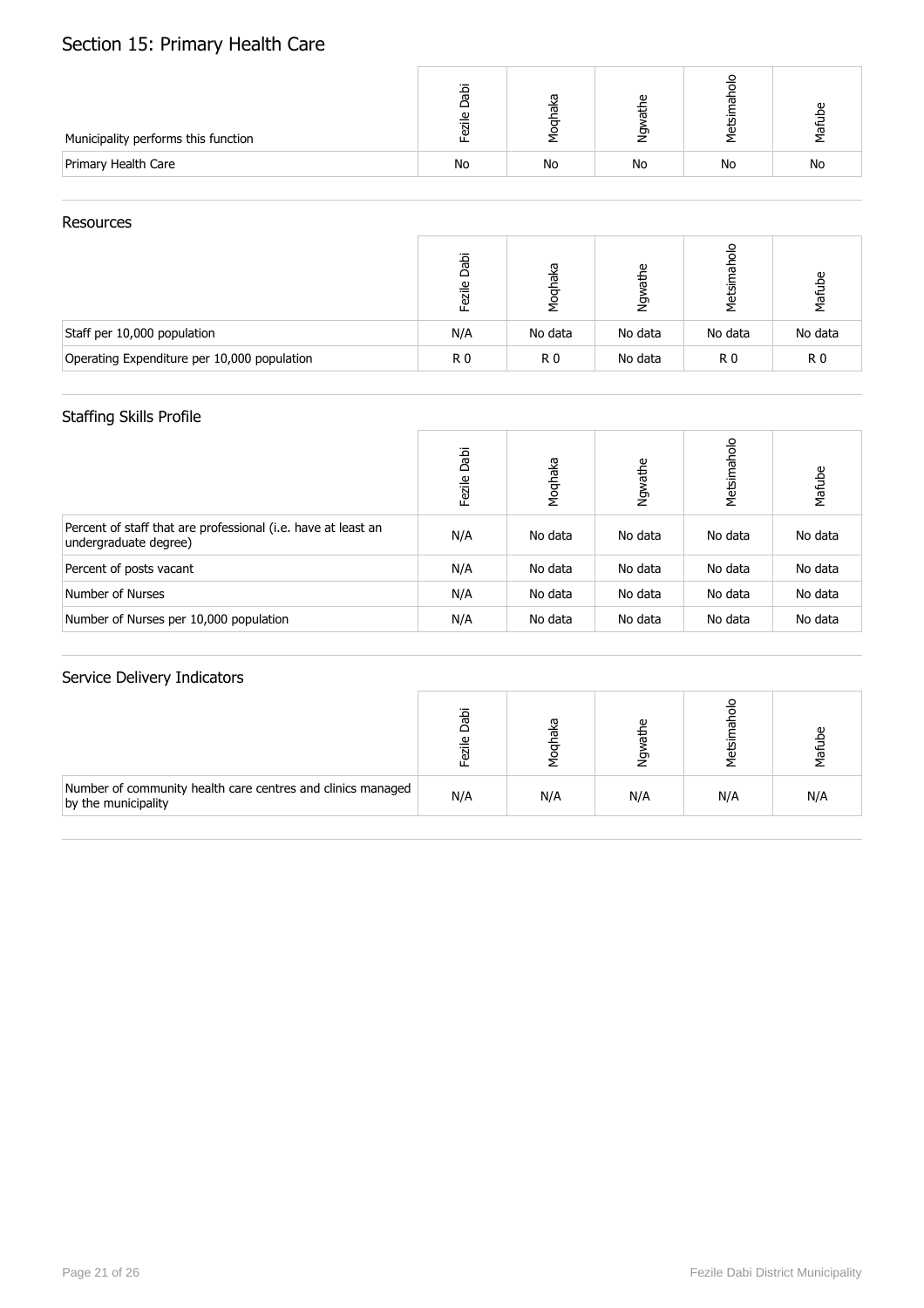# Section 15: Primary Health Care

| Municipality performs this function | Fezile Dabi | Moqhaka | Ngwathe | Metsimaholo | Mafube |
|---|---|---|---|---|---|
| Primary Health Care | No | No | No | No | No |

## Resources

| | Fezile Dabi | Moqhaka | Ngwathe | Metsimaholo | Mafube |
|---|---|---|---|---|---|
| Staff per 10,000 population | N/A | No data | No data | No data | No data |
| Operating Expenditure per 10,000 population | R 0 | R 0 | No data | R 0 | R 0 |

## Staffing Skills Profile

| | Fezile Dabi | Moqhaka | Ngwathe | Metsimaholo | Mafube |
|---|---|---|---|---|---|
| Percent of staff that are professional (i.e. have at least an undergraduate degree) | N/A | No data | No data | No data | No data |
| Percent of posts vacant | N/A | No data | No data | No data | No data |
| Number of Nurses | N/A | No data | No data | No data | No data |
| Number of Nurses per 10,000 population | N/A | No data | No data | No data | No data |

## Service Delivery Indicators

| | Fezile Dabi | Moqhaka | Ngwathe | Metsimaholo | Mafube |
|---|---|---|---|---|---|
| Number of community health care centres and clinics managed by the municipality | N/A | N/A | N/A | N/A | N/A |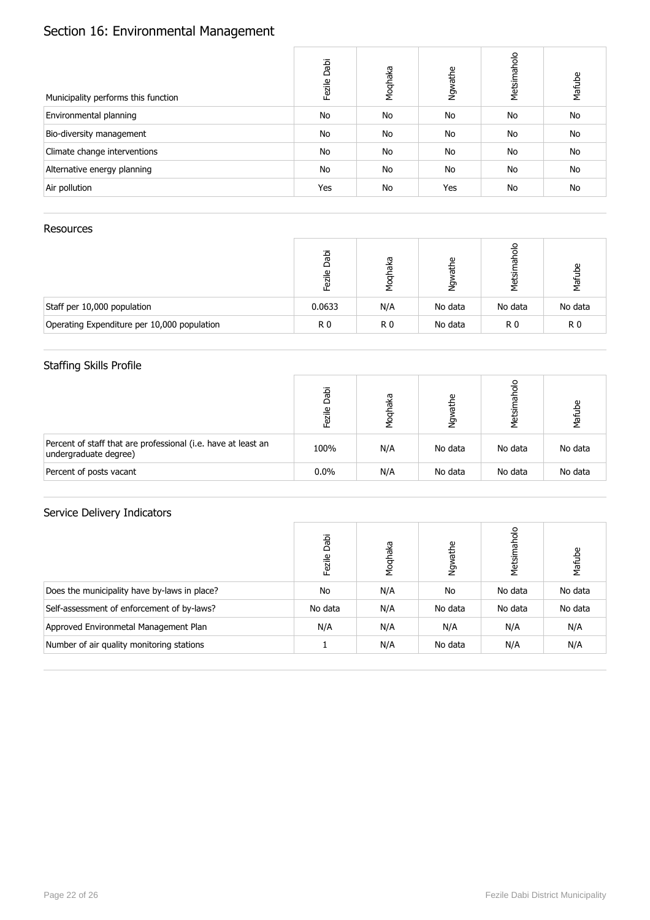# Section 16: Environmental Management

| Municipality performs this function | Fezile Dabi | Moqhaka | Ngwathe | Metsimaholo | Mafube |
|---|---|---|---|---|---|
| Environmental planning | No | No | No | No | No |
| Bio-diversity management | No | No | No | No | No |
| Climate change interventions | No | No | No | No | No |
| Alternative energy planning | No | No | No | No | No |
| Air pollution | Yes | No | Yes | No | No |

## Resources

| | Fezile Dabi | Moqhaka | Ngwathe | Metsimaholo | Mafube |
|---|---|---|---|---|---|
| Staff per 10,000 population | 0.0633 | N/A | No data | No data | No data |
| Operating Expenditure per 10,000 population | R 0 | R 0 | No data | R 0 | R 0 |

## Staffing Skills Profile

| | Fezile Dabi | Moqhaka | Ngwathe | Metsimaholo | Mafube |
|---|---|---|---|---|---|
| Percent of staff that are professional (i.e. have at least an undergraduate degree) | 100% | N/A | No data | No data | No data |
| Percent of posts vacant | 0.0% | N/A | No data | No data | No data |

## Service Delivery Indicators

| | Fezile Dabi | Moqhaka | Ngwathe | Metsimaholo | Mafube |
|---|---|---|---|---|---|
| Does the municipality have by-laws in place? | No | N/A | No | No data | No data |
| Self-assessment of enforcement of by-laws? | No data | N/A | No data | No data | No data |
| Approved Environmetal Management Plan | N/A | N/A | N/A | N/A | N/A |
| Number of air quality monitoring stations | 1 | N/A | No data | N/A | N/A |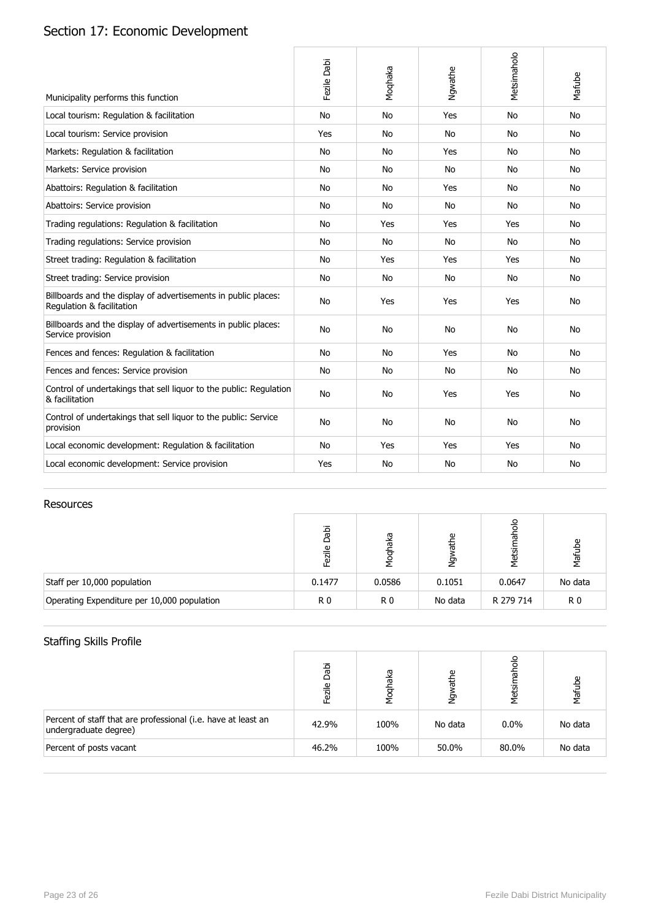# Section 17: Economic Development

| Municipality performs this function | Fezile Dabi | Moqhaka | Ngwathe | Metsimaholo | Mafube |
|---|---|---|---|---|---|
| Local tourism: Regulation & facilitation | No | No | Yes | No | No |
| Local tourism: Service provision | Yes | No | No | No | No |
| Markets: Regulation & facilitation | No | No | Yes | No | No |
| Markets: Service provision | No | No | No | No | No |
| Abattoirs: Regulation & facilitation | No | No | Yes | No | No |
| Abattoirs: Service provision | No | No | No | No | No |
| Trading regulations: Regulation & facilitation | No | Yes | Yes | Yes | No |
| Trading regulations: Service provision | No | No | No | No | No |
| Street trading: Regulation & facilitation | No | Yes | Yes | Yes | No |
| Street trading: Service provision | No | No | No | No | No |
| Billboards and the display of advertisements in public places: Regulation & facilitation | No | Yes | Yes | Yes | No |
| Billboards and the display of advertisements in public places: Service provision | No | No | No | No | No |
| Fences and fences: Regulation & facilitation | No | No | Yes | No | No |
| Fences and fences: Service provision | No | No | No | No | No |
| Control of undertakings that sell liquor to the public: Regulation & facilitation | No | No | Yes | Yes | No |
| Control of undertakings that sell liquor to the public: Service provision | No | No | No | No | No |
| Local economic development: Regulation & facilitation | No | Yes | Yes | Yes | No |
| Local economic development: Service provision | Yes | No | No | No | No |

## Resources

| | Fezile Dabi | Moqhaka | Ngwathe | Metsimaholo | Mafube |
|---|---|---|---|---|---|
| Staff per 10,000 population | 0.1477 | 0.0586 | 0.1051 | 0.0647 | No data |
| Operating Expenditure per 10,000 population | R 0 | R 0 | No data | R 279 714 | R 0 |

## Staffing Skills Profile

| | Fezile Dabi | Moqhaka | Ngwathe | Metsimaholo | Mafube |
|---|---|---|---|---|---|
| Percent of staff that are professional (i.e. have at least an undergraduate degree) | 42.9% | 100% | No data | 0.0% | No data |
| Percent of posts vacant | 46.2% | 100% | 50.0% | 80.0% | No data |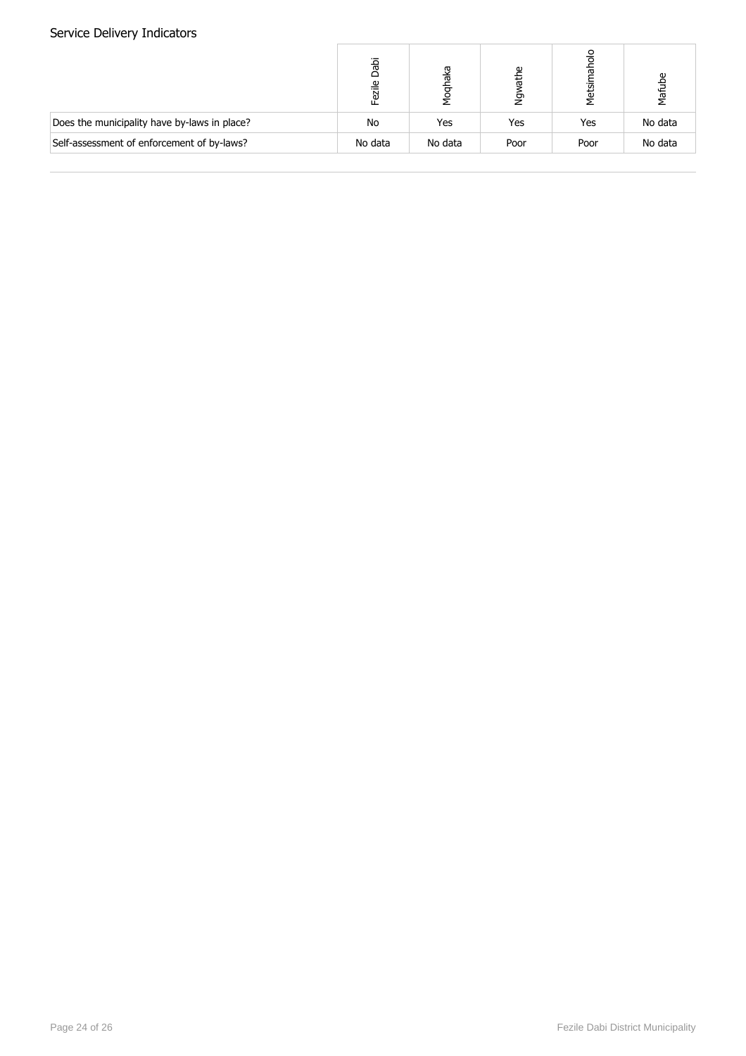## Service Delivery Indicators

| | Fezile Dabi | Moqhaka | Ngwathe | Metsimaholo | Mafube |
|---|---|---|---|---|---|
| Does the municipality have by-laws in place? | No | Yes | Yes | Yes | No data |
| Self-assessment of enforcement of by-laws? | No data | No data | Poor | Poor | No data |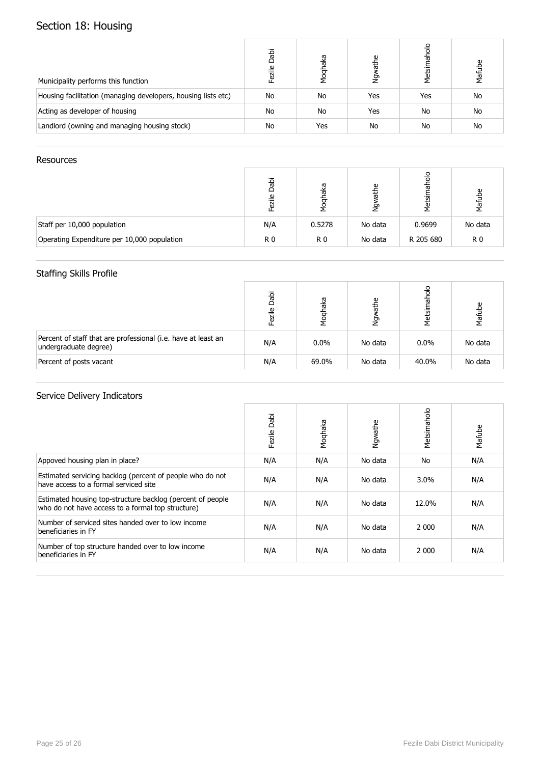# Section 18: Housing

| Municipality performs this function | Fezile Dabi | Moqhaka | Ngwathe | Metsimaholo | Mafube |
|---|---|---|---|---|---|
| Housing facilitation (managing developers, housing lists etc) | No | No | Yes | Yes | No |
| Acting as developer of housing | No | No | Yes | No | No |
| Landlord (owning and managing housing stock) | No | Yes | No | No | No |

## Resources

| | Fezile Dabi | Moqhaka | Ngwathe | Metsimaholo | Mafube |
|---|---|---|---|---|---|
| Staff per 10,000 population | N/A | 0.5278 | No data | 0.9699 | No data |
| Operating Expenditure per 10,000 population | R 0 | R 0 | No data | R 205 680 | R 0 |

## Staffing Skills Profile

| | Fezile Dabi | Moqhaka | Ngwathe | Metsimaholo | Mafube |
|---|---|---|---|---|---|
| Percent of staff that are professional (i.e. have at least an undergraduate degree) | N/A | 0.0% | No data | 0.0% | No data |
| Percent of posts vacant | N/A | 69.0% | No data | 40.0% | No data |

## Service Delivery Indicators

| | Fezile Dabi | Moqhaka | Ngwathe | Metsimaholo | Mafube |
|---|---|---|---|---|---|
| Appoved housing plan in place? | N/A | N/A | No data | No | N/A |
| Estimated servicing backlog (percent of people who do not have access to a formal serviced site | N/A | N/A | No data | 3.0% | N/A |
| Estimated housing top-structure backlog (percent of people who do not have access to a formal top structure) | N/A | N/A | No data | 12.0% | N/A |
| Number of serviced sites handed over to low income beneficiaries in FY | N/A | N/A | No data | 2 000 | N/A |
| Number of top structure handed over to low income beneficiaries in FY | N/A | N/A | No data | 2 000 | N/A |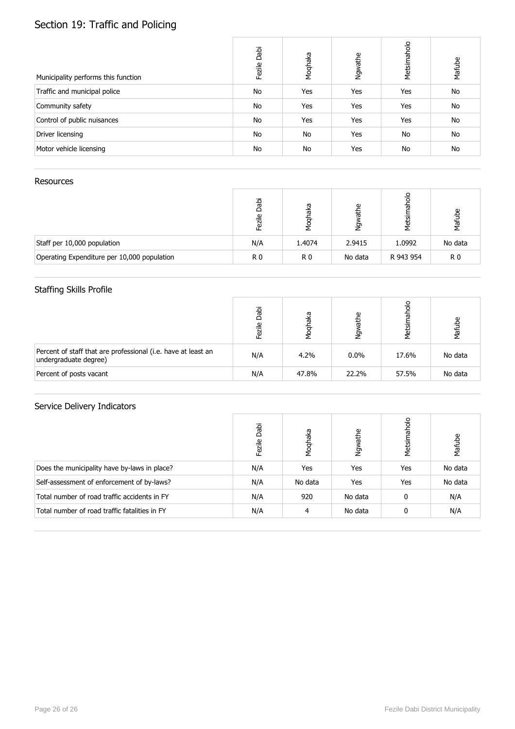# Section 19: Traffic and Policing

| Municipality performs this function | Fezile Dabi | Moqhaka | Ngwathe | Metsimaholo | Mafube |
|---|---|---|---|---|---|
| Traffic and municipal police | No | Yes | Yes | Yes | No |
| Community safety | No | Yes | Yes | Yes | No |
| Control of public nuisances | No | Yes | Yes | Yes | No |
| Driver licensing | No | No | Yes | No | No |
| Motor vehicle licensing | No | No | Yes | No | No |

## Resources

| | Fezile Dabi | Moqhaka | Ngwathe | Metsimaholo | Mafube |
|---|---|---|---|---|---|
| Staff per 10,000 population | N/A | 1.4074 | 2.9415 | 1.0992 | No data |
| Operating Expenditure per 10,000 population | R 0 | R 0 | No data | R 943 954 | R 0 |

## Staffing Skills Profile

| | Fezile Dabi | Moqhaka | Ngwathe | Metsimaholo | Mafube |
|---|---|---|---|---|---|
| Percent of staff that are professional (i.e. have at least an undergraduate degree) | N/A | 4.2% | 0.0% | 17.6% | No data |
| Percent of posts vacant | N/A | 47.8% | 22.2% | 57.5% | No data |

## Service Delivery Indicators

| | Fezile Dabi | Moqhaka | Ngwathe | Metsimaholo | Mafube |
|---|---|---|---|---|---|
| Does the municipality have by-laws in place? | N/A | Yes | Yes | Yes | No data |
| Self-assessment of enforcement of by-laws? | N/A | No data | Yes | Yes | No data |
| Total number of road traffic accidents in FY | N/A | 920 | No data | 0 | N/A |
| Total number of road traffic fatalities in FY | N/A | 4 | No data | 0 | N/A |